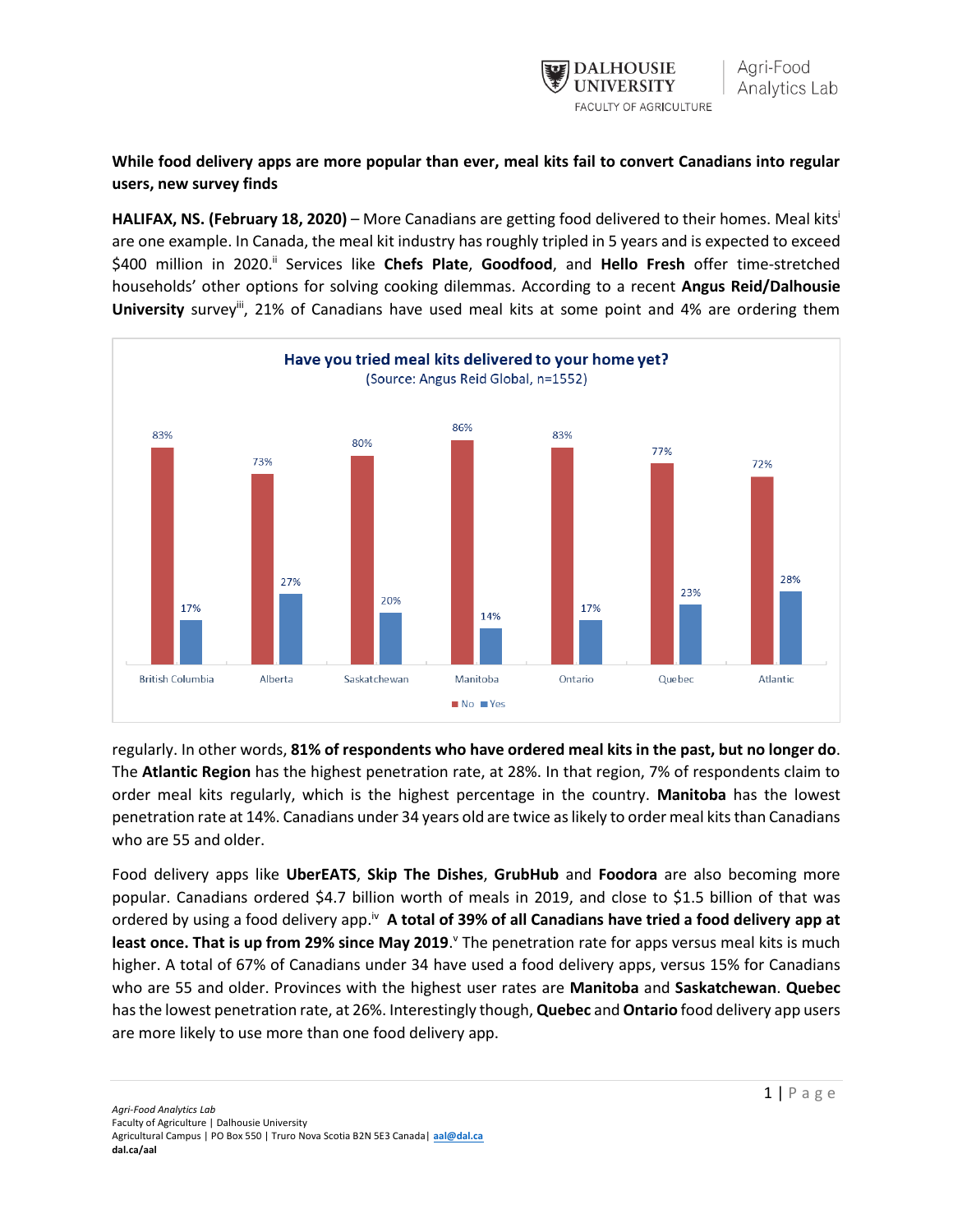**While food delivery apps are more popular than ever, meal kits fail to convert Canadians into regular users, new survey finds**

**HALIFAX, NS. (February 18, 2020)** – More Canadians are getting food delivered to their homes. Meal kits[i] are one example. In Canada, the meal kit industry has roughly tripled in 5 years and is expected to exceed $400 million in 2020.[ii] Services like **Chefs Plate**, **Goodfood**, and **Hello Fresh** offer time-stretched households' other options for solving cooking dilemmas. According to a recent **Angus Reid/Dalhousie University** survey[iii], 21% of Canadians have used meal kits at some point and 4% are ordering them regularly. In other words, **81% of respondents who have ordered meal kits in the past, but no longer do**. The **Atlantic Region** has the highest penetration rate, at 28%. In that region, 7% of respondents claim to order meal kits regularly, which is the highest percentage in the country. **Manitoba** has the lowest penetration rate at 14%. Canadians under 34 years old are twice as likely to order meal kits than Canadians who are 55 and older.

**Have you tried meal kits delivered to your home yet?**
(Source: Angus Reid Global, n=1552)

| | British Columbia | Alberta | Saskatchewan | Manitoba | Ontario | Quebec | Atlantic |
|---|---|---|---|---|---|---|---|
| No | 83% | 73% | 80% | 86% | 83% | 77% | 72% |
| Yes | 17% | 27% | 20% | 14% | 17% | 23% | 28% |

Food delivery apps like **UberEATS**, **Skip The Dishes**, **GrubHub** and **Foodora** are also becoming more popular. Canadians ordered $4.7 billion worth of meals in 2019, and close to $1.5 billion of that was ordered by using a food delivery app.[iv] **A total of 39% of all Canadians have tried a food delivery app at least once. That is up from 29% since May 2019**.[v] The penetration rate for apps versus meal kits is much higher. A total of 67% of Canadians under 34 have used a food delivery apps, versus 15% for Canadians who are 55 and older. Provinces with the highest user rates are **Manitoba** and **Saskatchewan**. **Quebec** has the lowest penetration rate, at 26%. Interestingly though, **Quebec** and **Ontario** food delivery app users are more likely to use more than one food delivery app.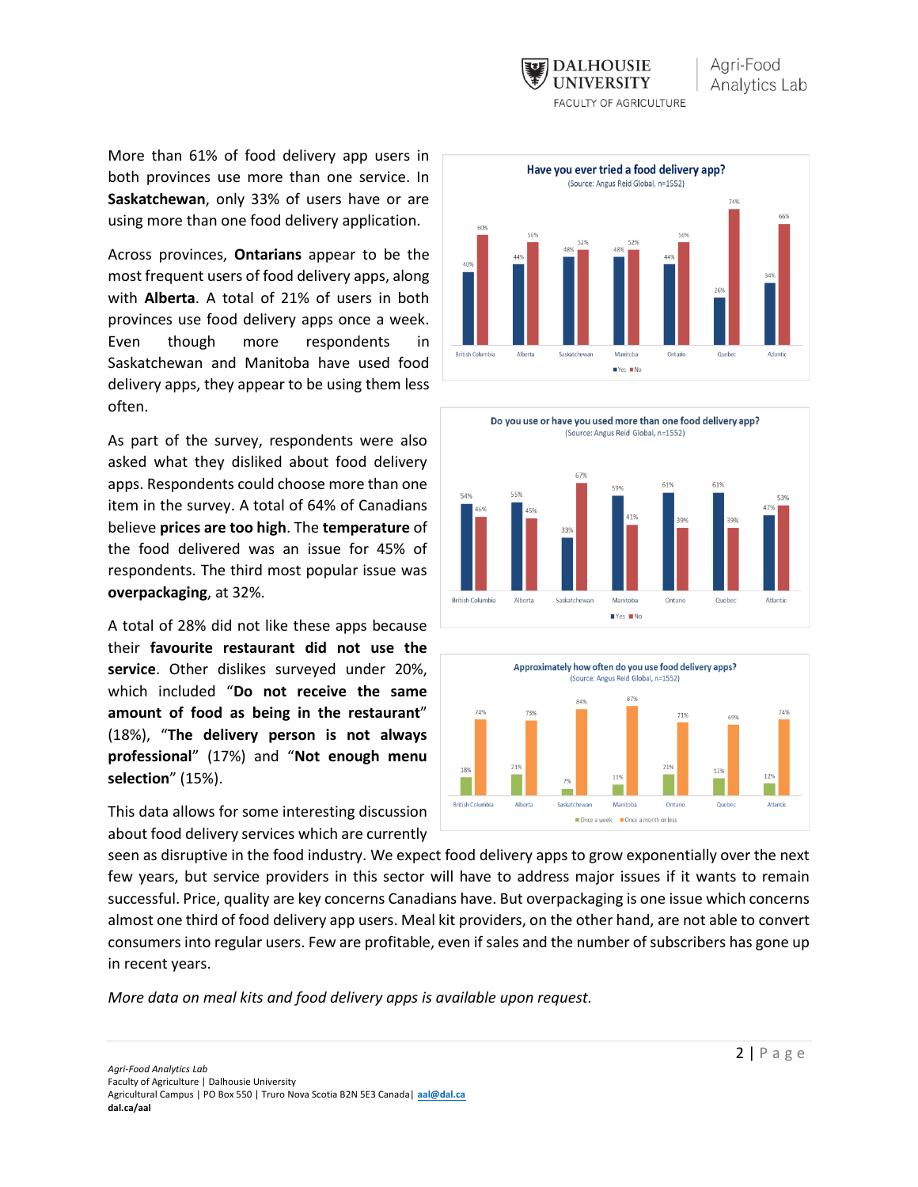More than 61% of food delivery app users in both provinces use more than one service. In **Saskatchewan**, only 33% of users have or are using more than one food delivery application.

Across provinces, **Ontarians** appear to be the most frequent users of food delivery apps, along with **Alberta**. A total of 21% of users in both provinces use food delivery apps once a week. Even though more respondents in Saskatchewan and Manitoba have used food delivery apps, they appear to be using them less often.

As part of the survey, respondents were also asked what they disliked about food delivery apps. Respondents could choose more than one item in the survey. A total of 64% of Canadians believe **prices are too high**. The **temperature** of the food delivered was an issue for 45% of respondents. The third most popular issue was **overpackaging**, at 32%.

A total of 28% did not like these apps because their **favourite restaurant did not use the service**. Other dislikes surveyed under 20%, which included "**Do not receive the same amount of food as being in the restaurant**" (18%), "**The delivery person is not always professional**" (17%) and "**Not enough menu selection**" (15%).

**Have you ever tried a food delivery app?**
(Source: Angus Reid Global, n=1552)

| | British Columbia | Alberta | Saskatchewan | Manitoba | Ontario | Quebec | Atlantic |
|---|---|---|---|---|---|---|---|
| Yes | 40% | 44% | 48% | 48% | 44% | 26% | 34% |
| No | 60% | 56% | 52% | 52% | 56% | 74% | 66% |

**Do you use or have you used more than one food delivery app?**
(Source: Angus Reid Global, n=1552)

| | British Columbia | Alberta | Saskatchewan | Manitoba | Ontario | Quebec | Atlantic |
|---|---|---|---|---|---|---|---|
| Yes | 54% | 55% | 33% | 59% | 61% | 61% | 47% |
| No | 46% | 45% | 67% | 41% | 39% | 39% | 53% |

**Approximately how often do you use food delivery apps?**
(Source: Angus Reid Global, n=1552)

| | British Columbia | Alberta | Saskatchewan | Manitoba | Ontario | Quebec | Atlantic |
|---|---|---|---|---|---|---|---|
| Once a week | 18% | 21% | 7% | 11% | 21% | 17% | 12% |
| Once a month or less | 74% | 73% | 84% | 87% | 71% | 69% | 74% |

This data allows for some interesting discussion about food delivery services which are currently seen as disruptive in the food industry. We expect food delivery apps to grow exponentially over the next few years, but service providers in this sector will have to address major issues if it wants to remain successful. Price, quality are key concerns Canadians have. But overpackaging is one issue which concerns almost one third of food delivery app users. Meal kit providers, on the other hand, are not able to convert consumers into regular users. Few are profitable, even if sales and the number of subscribers has gone up in recent years.

*More data on meal kits and food delivery apps is available upon request.*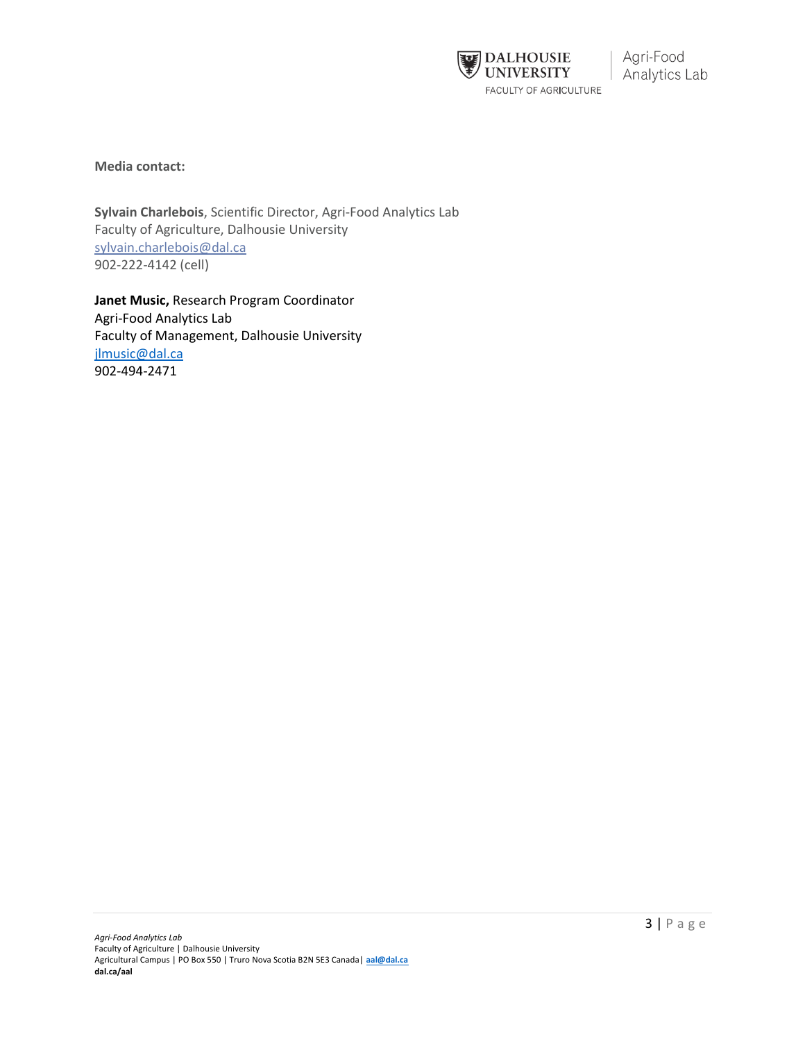**Media contact:**

**Sylvain Charlebois**, Scientific Director, Agri-Food Analytics Lab
Faculty of Agriculture, Dalhousie University
sylvain.charlebois@dal.ca
902-222-4142 (cell)

**Janet Music,** Research Program Coordinator
Agri-Food Analytics Lab
Faculty of Management, Dalhousie University
jlmusic@dal.ca
902-494-2471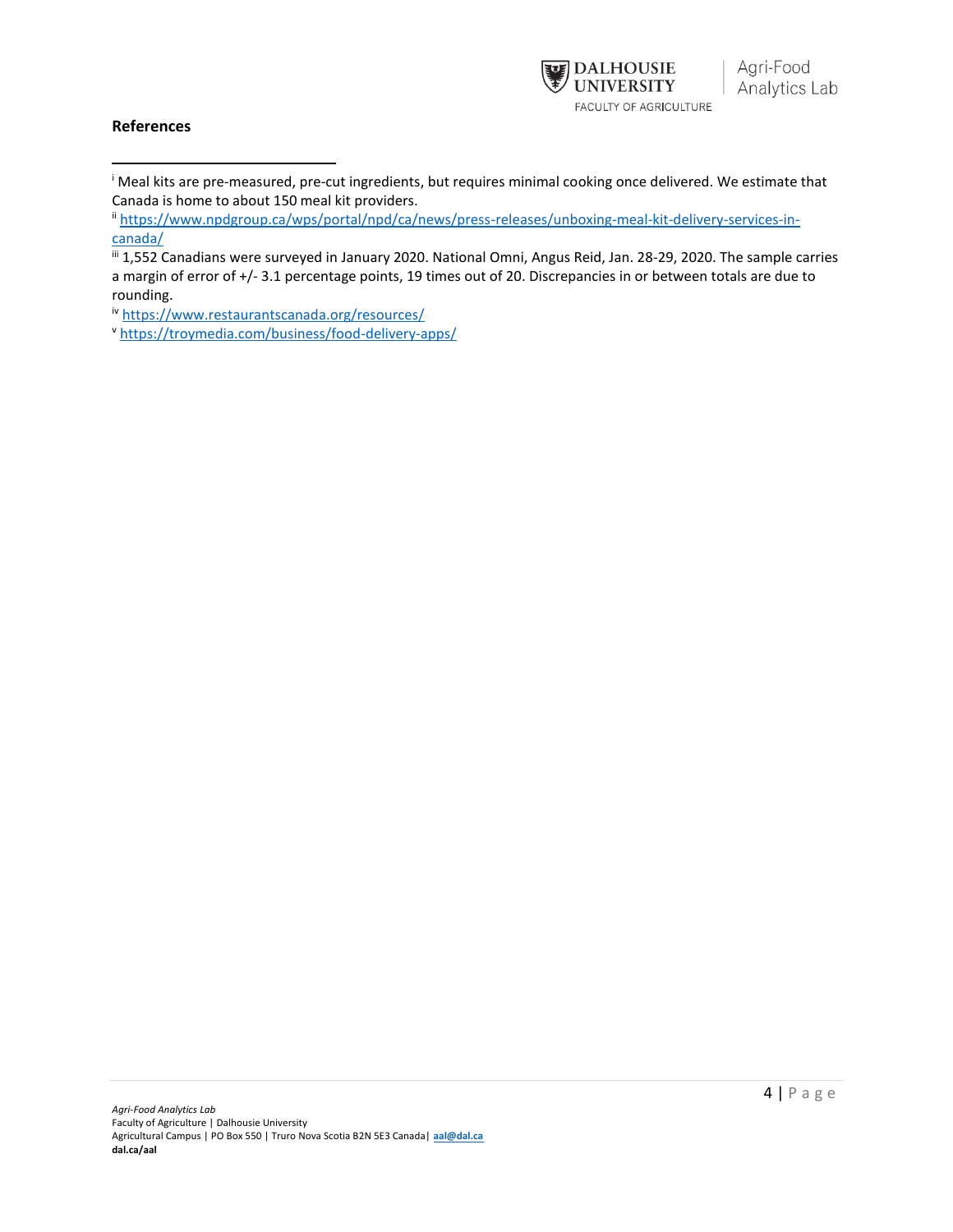**References**

---

[i] Meal kits are pre-measured, pre-cut ingredients, but requires minimal cooking once delivered. We estimate that Canada is home to about 150 meal kit providers.

[ii] https://www.npdgroup.ca/wps/portal/npd/ca/news/press-releases/unboxing-meal-kit-delivery-services-in-canada/

[iii] 1,552 Canadians were surveyed in January 2020. National Omni, Angus Reid, Jan. 28-29, 2020. The sample carries a margin of error of +/- 3.1 percentage points, 19 times out of 20. Discrepancies in or between totals are due to rounding.

[iv] https://www.restaurantscanada.org/resources/

[v] https://troymedia.com/business/food-delivery-apps/